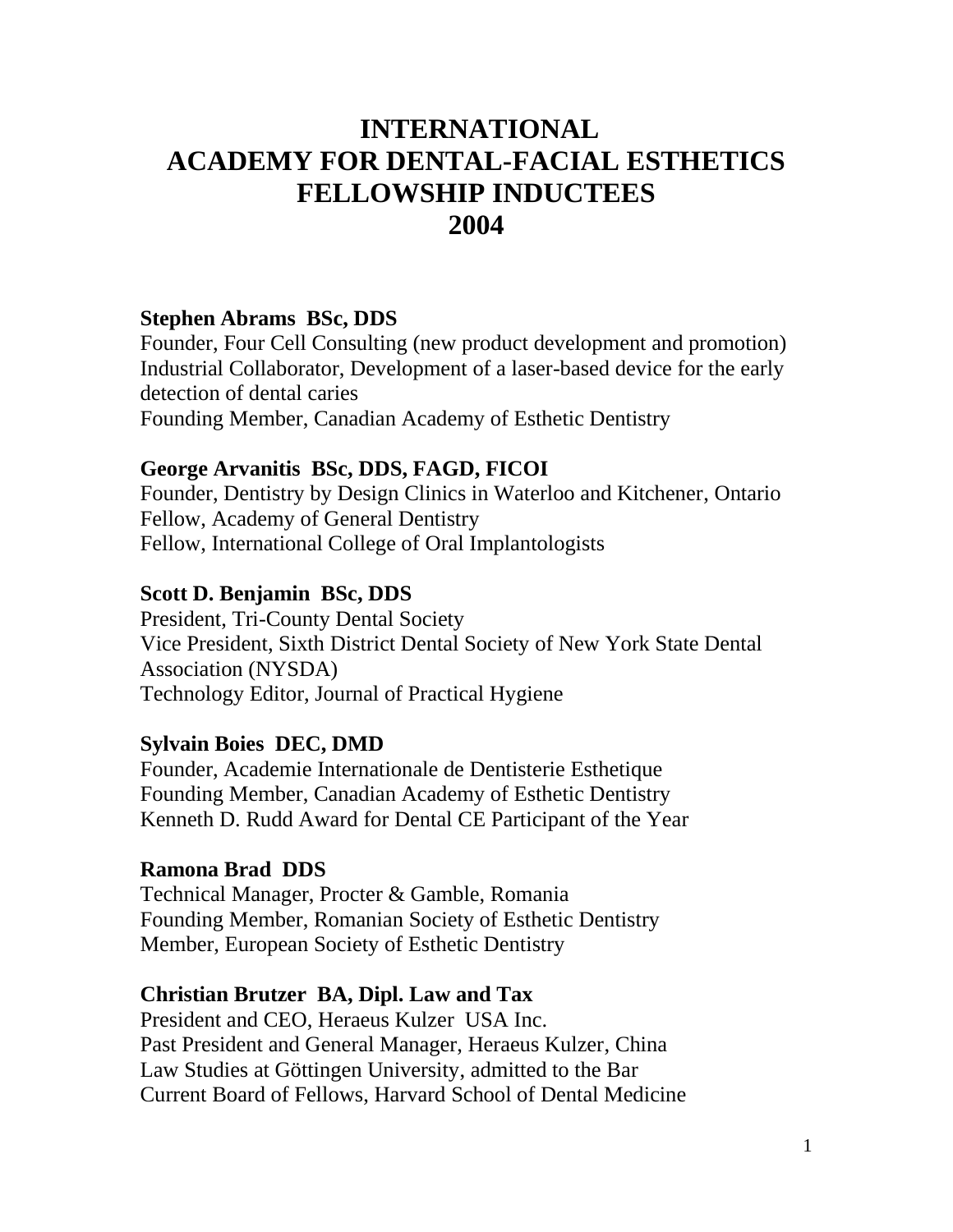# INTERNATIONAL ACADEMY FOR DENTAL-FACIAL ESTHETICS FELLOWSHIP INDUCTEES 2004

**Stephen Abrams  BSc, DDS**
Founder, Four Cell Consulting (new product development and promotion)
Industrial Collaborator, Development of a laser-based device for the early detection of dental caries
Founding Member, Canadian Academy of Esthetic Dentistry

**George Arvanitis  BSc, DDS, FAGD, FICOI**
Founder, Dentistry by Design Clinics in Waterloo and Kitchener, Ontario
Fellow, Academy of General Dentistry
Fellow, International College of Oral Implantologists

**Scott D. Benjamin  BSc, DDS**
President, Tri-County Dental Society
Vice President, Sixth District Dental Society of New York State Dental Association (NYSDA)
Technology Editor, Journal of Practical Hygiene

**Sylvain Boies  DEC, DMD**
Founder, Academie Internationale de Dentisterie Esthetique
Founding Member, Canadian Academy of Esthetic Dentistry
Kenneth D. Rudd Award for Dental CE Participant of the Year

**Ramona Brad  DDS**
Technical Manager, Procter & Gamble, Romania
Founding Member, Romanian Society of Esthetic Dentistry
Member, European Society of Esthetic Dentistry

**Christian Brutzer  BA, Dipl. Law and Tax**
President and CEO, Heraeus Kulzer  USA Inc.
Past President and General Manager, Heraeus Kulzer, China
Law Studies at Göttingen University, admitted to the Bar
Current Board of Fellows, Harvard School of Dental Medicine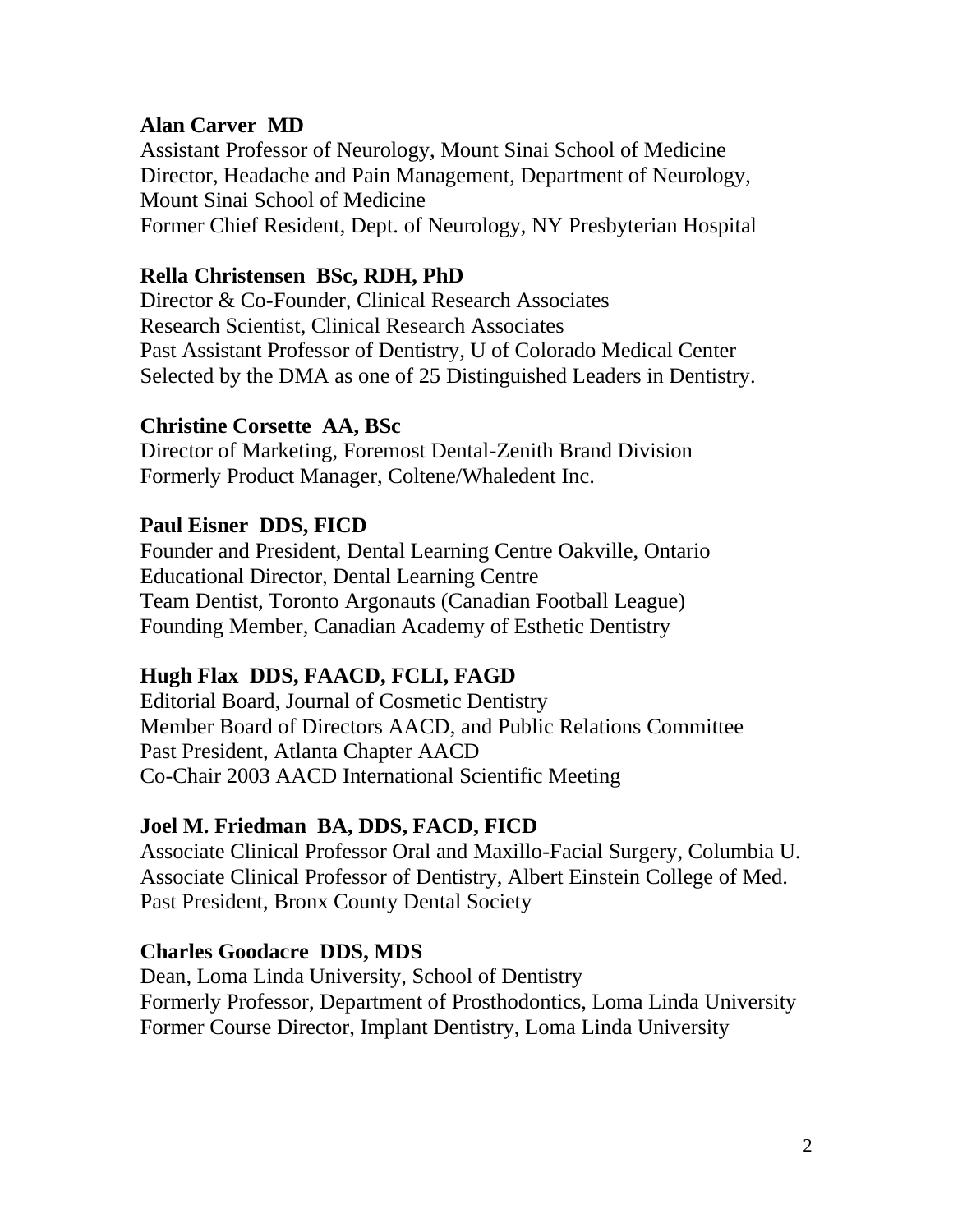**Alan Carver MD**
Assistant Professor of Neurology, Mount Sinai School of Medicine
Director, Headache and Pain Management, Department of Neurology, Mount Sinai School of Medicine
Former Chief Resident, Dept. of Neurology, NY Presbyterian Hospital

**Rella Christensen BSc, RDH, PhD**
Director & Co-Founder, Clinical Research Associates
Research Scientist, Clinical Research Associates
Past Assistant Professor of Dentistry, U of Colorado Medical Center
Selected by the DMA as one of 25 Distinguished Leaders in Dentistry.

**Christine Corsette AA, BSc**
Director of Marketing, Foremost Dental-Zenith Brand Division
Formerly Product Manager, Coltene/Whaledent Inc.

**Paul Eisner DDS, FICD**
Founder and President, Dental Learning Centre Oakville, Ontario
Educational Director, Dental Learning Centre
Team Dentist, Toronto Argonauts (Canadian Football League)
Founding Member, Canadian Academy of Esthetic Dentistry

**Hugh Flax DDS, FAACD, FCLI, FAGD**
Editorial Board, Journal of Cosmetic Dentistry
Member Board of Directors AACD, and Public Relations Committee
Past President, Atlanta Chapter AACD
Co-Chair 2003 AACD International Scientific Meeting

**Joel M. Friedman BA, DDS, FACD, FICD**
Associate Clinical Professor Oral and Maxillo-Facial Surgery, Columbia U.
Associate Clinical Professor of Dentistry, Albert Einstein College of Med.
Past President, Bronx County Dental Society

**Charles Goodacre DDS, MDS**
Dean, Loma Linda University, School of Dentistry
Formerly Professor, Department of Prosthodontics, Loma Linda University
Former Course Director, Implant Dentistry, Loma Linda University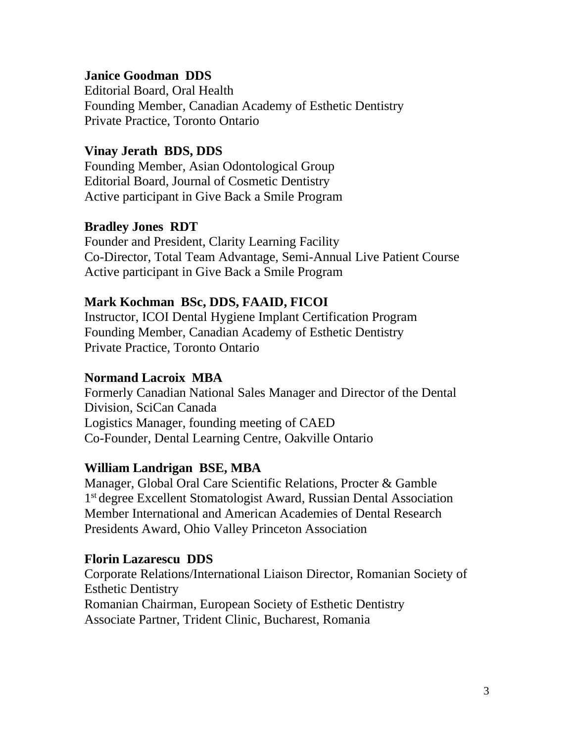**Janice Goodman  DDS**
Editorial Board, Oral Health
Founding Member, Canadian Academy of Esthetic Dentistry
Private Practice, Toronto Ontario

**Vinay Jerath  BDS, DDS**
Founding Member, Asian Odontological Group
Editorial Board, Journal of Cosmetic Dentistry
Active participant in Give Back a Smile Program

**Bradley Jones  RDT**
Founder and President, Clarity Learning Facility
Co-Director, Total Team Advantage, Semi-Annual Live Patient Course
Active participant in Give Back a Smile Program

**Mark Kochman  BSc, DDS, FAAID, FICOI**
Instructor, ICOI Dental Hygiene Implant Certification Program
Founding Member, Canadian Academy of Esthetic Dentistry
Private Practice, Toronto Ontario

**Normand Lacroix  MBA**
Formerly Canadian National Sales Manager and Director of the Dental Division, SciCan Canada
Logistics Manager, founding meeting of CAED
Co-Founder, Dental Learning Centre, Oakville Ontario

**William Landrigan  BSE, MBA**
Manager, Global Oral Care Scientific Relations, Procter & Gamble
1st degree Excellent Stomatologist Award, Russian Dental Association
Member International and American Academies of Dental Research
Presidents Award, Ohio Valley Princeton Association

**Florin Lazarescu  DDS**
Corporate Relations/International Liaison Director, Romanian Society of Esthetic Dentistry
Romanian Chairman, European Society of Esthetic Dentistry
Associate Partner, Trident Clinic, Bucharest, Romania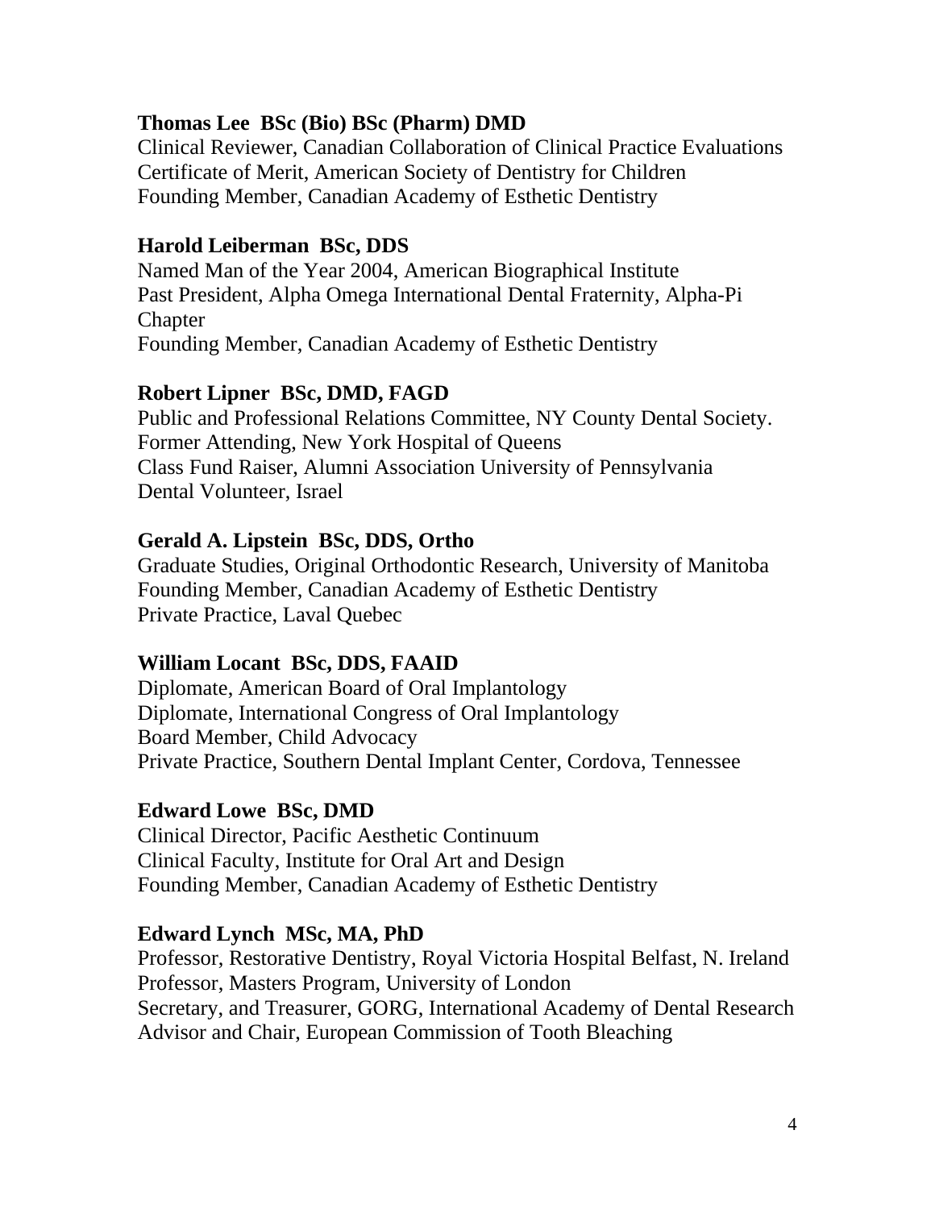**Thomas Lee  BSc (Bio) BSc (Pharm) DMD**
Clinical Reviewer, Canadian Collaboration of Clinical Practice Evaluations
Certificate of Merit, American Society of Dentistry for Children
Founding Member, Canadian Academy of Esthetic Dentistry

**Harold Leiberman  BSc, DDS**
Named Man of the Year 2004, American Biographical Institute
Past President, Alpha Omega International Dental Fraternity, Alpha-Pi Chapter
Founding Member, Canadian Academy of Esthetic Dentistry

**Robert Lipner  BSc, DMD, FAGD**
Public and Professional Relations Committee, NY County Dental Society.
Former Attending, New York Hospital of Queens
Class Fund Raiser, Alumni Association University of Pennsylvania
Dental Volunteer, Israel

**Gerald A. Lipstein  BSc, DDS, Ortho**
Graduate Studies, Original Orthodontic Research, University of Manitoba
Founding Member, Canadian Academy of Esthetic Dentistry
Private Practice, Laval Quebec

**William Locant  BSc, DDS, FAAID**
Diplomate, American Board of Oral Implantology
Diplomate, International Congress of Oral Implantology
Board Member, Child Advocacy
Private Practice, Southern Dental Implant Center, Cordova, Tennessee

**Edward Lowe  BSc, DMD**
Clinical Director, Pacific Aesthetic Continuum
Clinical Faculty, Institute for Oral Art and Design
Founding Member, Canadian Academy of Esthetic Dentistry

**Edward Lynch  MSc, MA, PhD**
Professor, Restorative Dentistry, Royal Victoria Hospital Belfast, N. Ireland
Professor, Masters Program, University of London
Secretary, and Treasurer, GORG, International Academy of Dental Research
Advisor and Chair, European Commission of Tooth Bleaching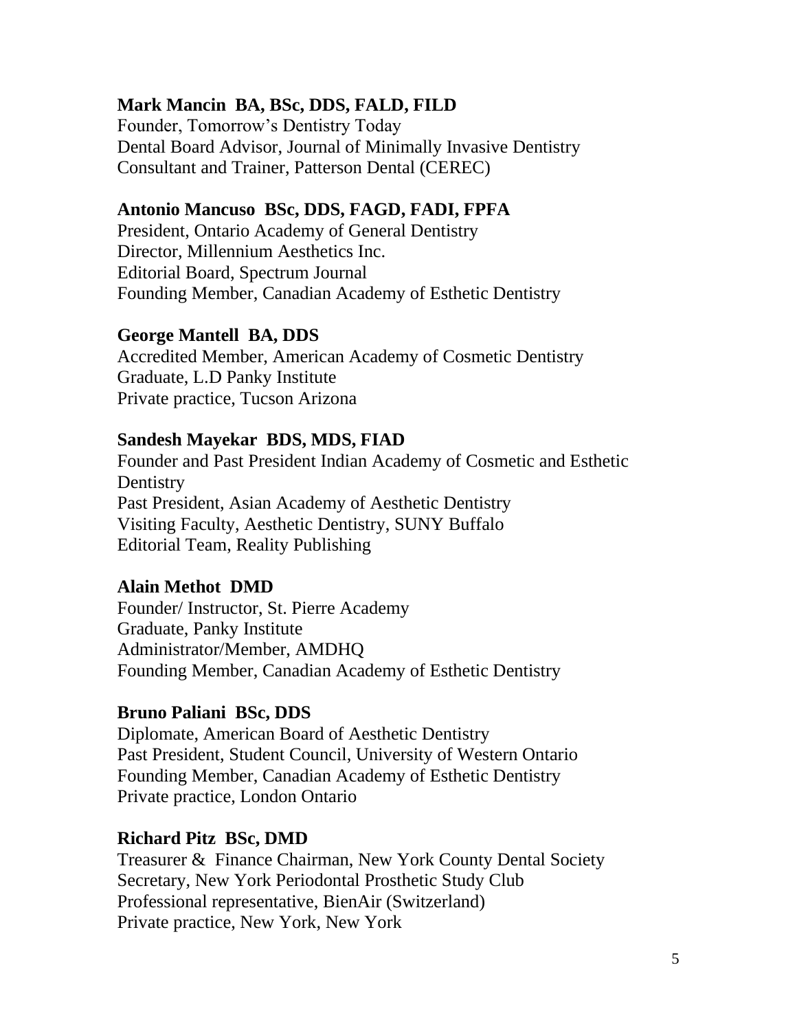**Mark Mancin  BA, BSc, DDS, FALD, FILD**
Founder, Tomorrow's Dentistry Today
Dental Board Advisor, Journal of Minimally Invasive Dentistry
Consultant and Trainer, Patterson Dental (CEREC)

**Antonio Mancuso  BSc, DDS, FAGD, FADI, FPFA**
President, Ontario Academy of General Dentistry
Director, Millennium Aesthetics Inc.
Editorial Board, Spectrum Journal
Founding Member, Canadian Academy of Esthetic Dentistry

**George Mantell  BA, DDS**
Accredited Member, American Academy of Cosmetic Dentistry
Graduate, L.D Panky Institute
Private practice, Tucson Arizona

**Sandesh Mayekar  BDS, MDS, FIAD**
Founder and Past President Indian Academy of Cosmetic and Esthetic Dentistry
Past President, Asian Academy of Aesthetic Dentistry
Visiting Faculty, Aesthetic Dentistry, SUNY Buffalo
Editorial Team, Reality Publishing

**Alain Methot  DMD**
Founder/ Instructor, St. Pierre Academy
Graduate, Panky Institute
Administrator/Member, AMDHQ
Founding Member, Canadian Academy of Esthetic Dentistry

**Bruno Paliani  BSc, DDS**
Diplomate, American Board of Aesthetic Dentistry
Past President, Student Council, University of Western Ontario
Founding Member, Canadian Academy of Esthetic Dentistry
Private practice, London Ontario

**Richard Pitz  BSc, DMD**
Treasurer &  Finance Chairman, New York County Dental Society
Secretary, New York Periodontal Prosthetic Study Club
Professional representative, BienAir (Switzerland)
Private practice, New York, New York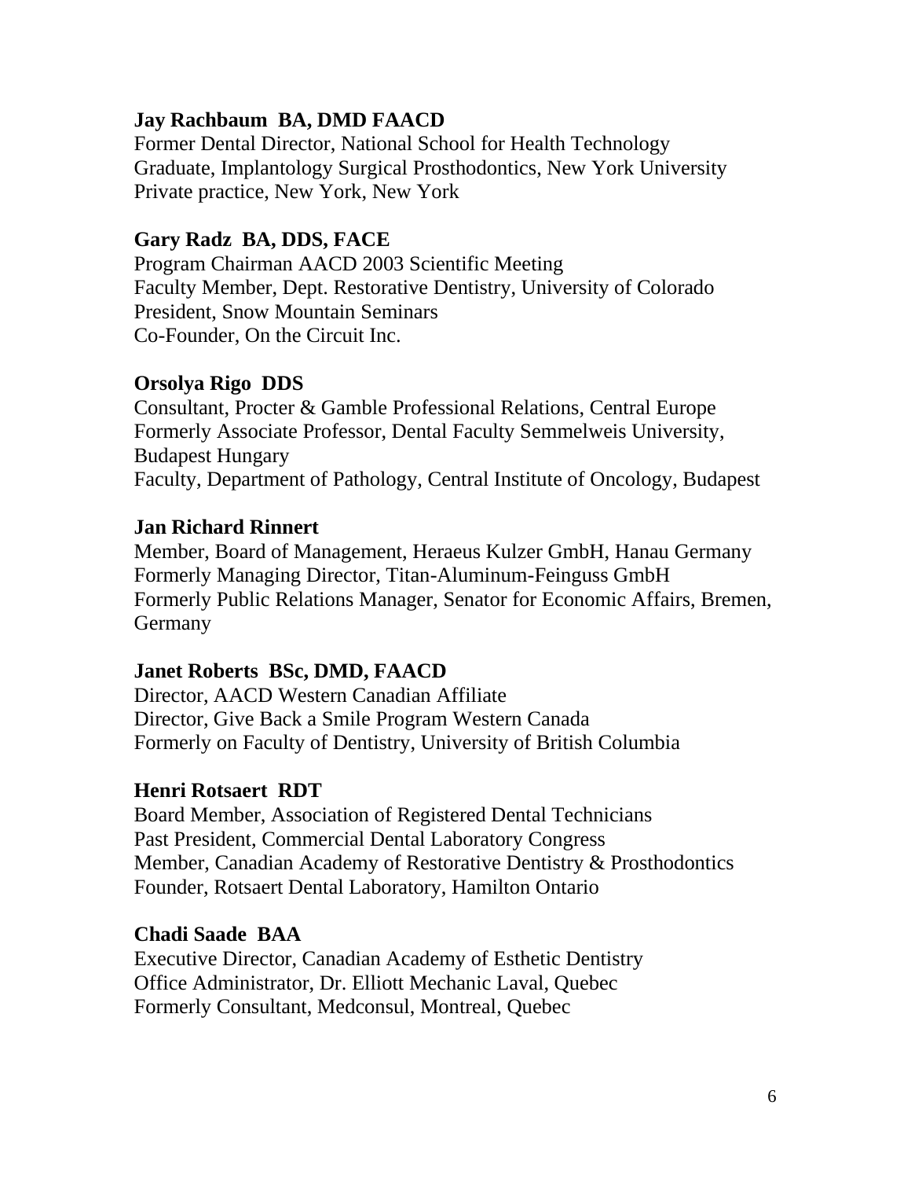**Jay Rachbaum BA, DMD FAACD**
Former Dental Director, National School for Health Technology
Graduate, Implantology Surgical Prosthodontics, New York University
Private practice, New York, New York

**Gary Radz BA, DDS, FACE**
Program Chairman AACD 2003 Scientific Meeting
Faculty Member, Dept. Restorative Dentistry, University of Colorado
President, Snow Mountain Seminars
Co-Founder, On the Circuit Inc.

**Orsolya Rigo DDS**
Consultant, Procter & Gamble Professional Relations, Central Europe
Formerly Associate Professor, Dental Faculty Semmelweis University, Budapest Hungary
Faculty, Department of Pathology, Central Institute of Oncology, Budapest

**Jan Richard Rinnert**
Member, Board of Management, Heraeus Kulzer GmbH, Hanau Germany
Formerly Managing Director, Titan-Aluminum-Feinguss GmbH
Formerly Public Relations Manager, Senator for Economic Affairs, Bremen, Germany

**Janet Roberts BSc, DMD, FAACD**
Director, AACD Western Canadian Affiliate
Director, Give Back a Smile Program Western Canada
Formerly on Faculty of Dentistry, University of British Columbia

**Henri Rotsaert RDT**
Board Member, Association of Registered Dental Technicians
Past President, Commercial Dental Laboratory Congress
Member, Canadian Academy of Restorative Dentistry & Prosthodontics
Founder, Rotsaert Dental Laboratory, Hamilton Ontario

**Chadi Saade BAA**
Executive Director, Canadian Academy of Esthetic Dentistry
Office Administrator, Dr. Elliott Mechanic Laval, Quebec
Formerly Consultant, Medconsul, Montreal, Quebec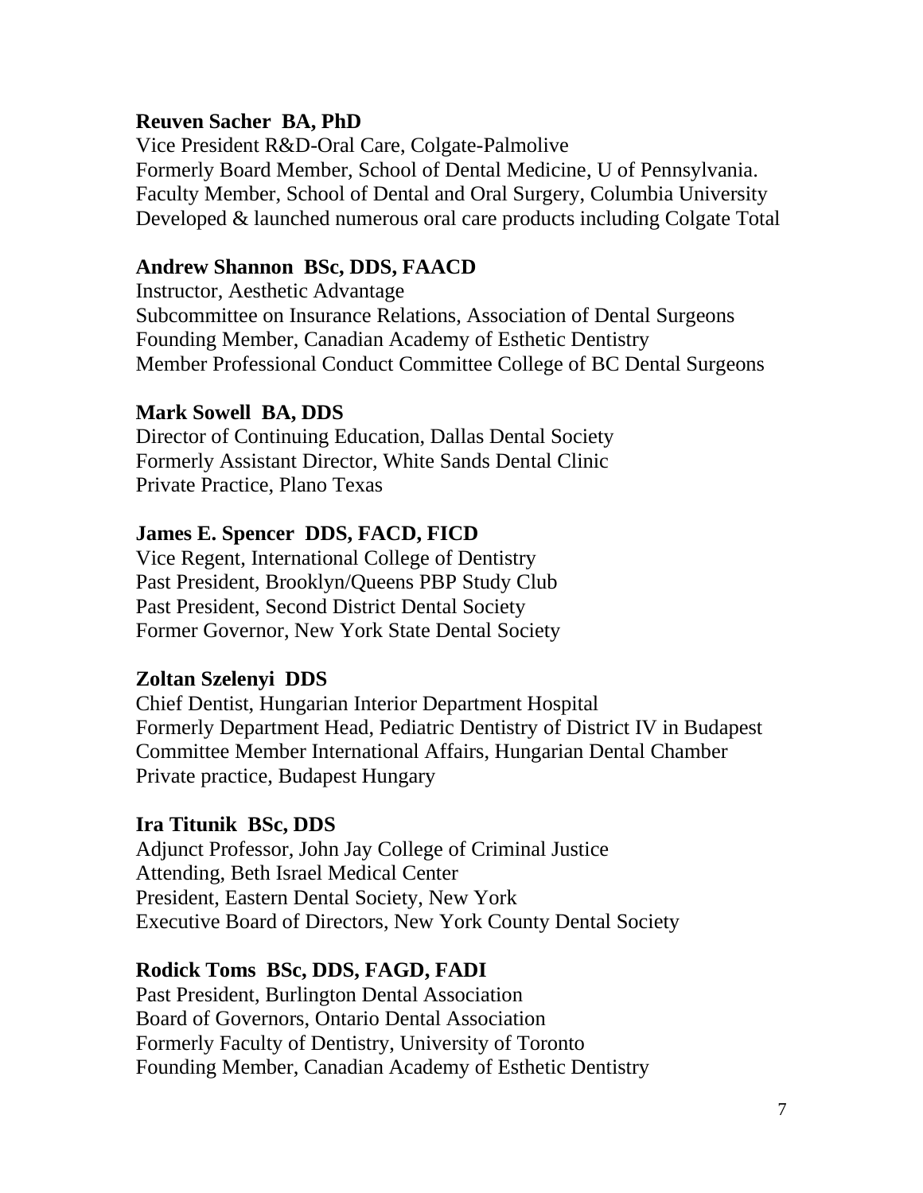**Reuven Sacher  BA, PhD**
Vice President R&D-Oral Care, Colgate-Palmolive
Formerly Board Member, School of Dental Medicine, U of Pennsylvania.
Faculty Member, School of Dental and Oral Surgery, Columbia University
Developed & launched numerous oral care products including Colgate Total

**Andrew Shannon  BSc, DDS, FAACD**
Instructor, Aesthetic Advantage
Subcommittee on Insurance Relations, Association of Dental Surgeons
Founding Member, Canadian Academy of Esthetic Dentistry
Member Professional Conduct Committee College of BC Dental Surgeons

**Mark Sowell  BA, DDS**
Director of Continuing Education, Dallas Dental Society
Formerly Assistant Director, White Sands Dental Clinic
Private Practice, Plano Texas

**James E. Spencer  DDS, FACD, FICD**
Vice Regent, International College of Dentistry
Past President, Brooklyn/Queens PBP Study Club
Past President, Second District Dental Society
Former Governor, New York State Dental Society

**Zoltan Szelenyi  DDS**
Chief Dentist, Hungarian Interior Department Hospital
Formerly Department Head, Pediatric Dentistry of District IV in Budapest
Committee Member International Affairs, Hungarian Dental Chamber
Private practice, Budapest Hungary

**Ira Titunik  BSc, DDS**
Adjunct Professor, John Jay College of Criminal Justice
Attending, Beth Israel Medical Center
President, Eastern Dental Society, New York
Executive Board of Directors, New York County Dental Society

**Rodick Toms  BSc, DDS, FAGD, FADI**
Past President, Burlington Dental Association
Board of Governors, Ontario Dental Association
Formerly Faculty of Dentistry, University of Toronto
Founding Member, Canadian Academy of Esthetic Dentistry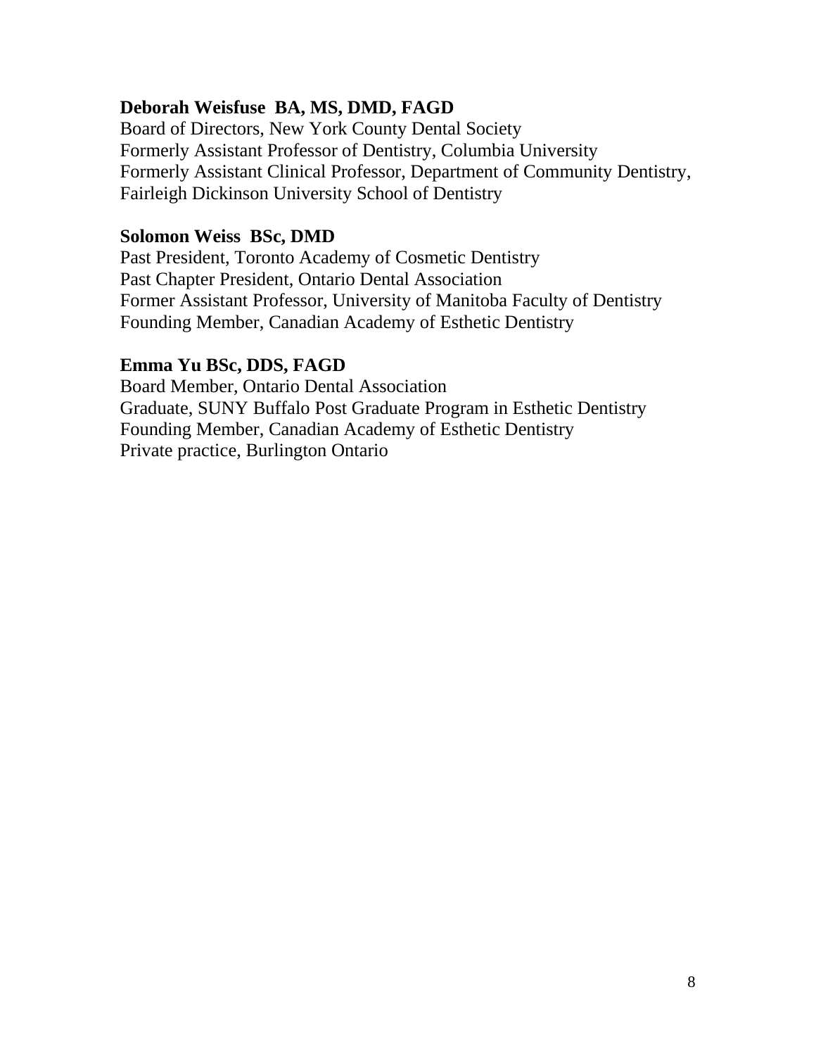**Deborah Weisfuse BA, MS, DMD, FAGD**
Board of Directors, New York County Dental Society
Formerly Assistant Professor of Dentistry, Columbia University
Formerly Assistant Clinical Professor, Department of Community Dentistry, Fairleigh Dickinson University School of Dentistry

**Solomon Weiss BSc, DMD**
Past President, Toronto Academy of Cosmetic Dentistry
Past Chapter President, Ontario Dental Association
Former Assistant Professor, University of Manitoba Faculty of Dentistry
Founding Member, Canadian Academy of Esthetic Dentistry

**Emma Yu BSc, DDS, FAGD**
Board Member, Ontario Dental Association
Graduate, SUNY Buffalo Post Graduate Program in Esthetic Dentistry
Founding Member, Canadian Academy of Esthetic Dentistry
Private practice, Burlington Ontario